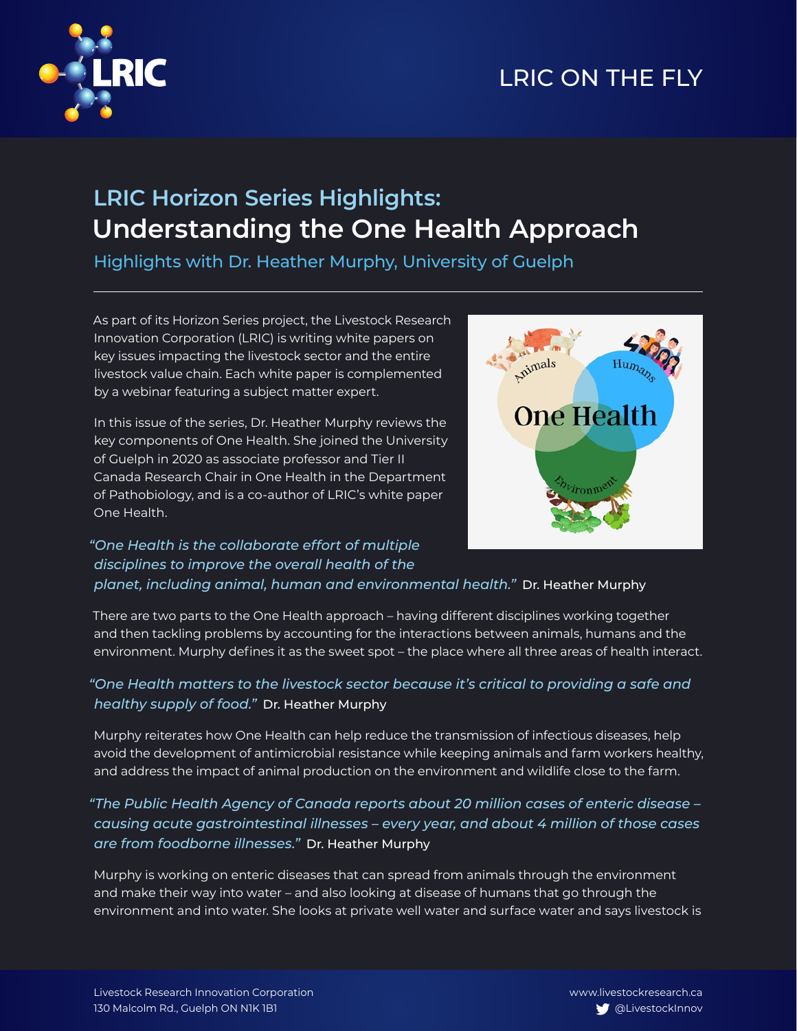LRIC ON THE FLY

## LRIC Horizon Series Highlights:

# Understanding the One Health Approach

### Highlights with Dr. Heather Murphy, University of Guelph

---

As part of its Horizon Series project, the Livestock Research Innovation Corporation (LRIC) is writing white papers on key issues impacting the livestock sector and the entire livestock value chain. Each white paper is complemented by a webinar featuring a subject matter expert.

In this issue of the series, Dr. Heather Murphy reviews the key components of One Health. She joined the University of Guelph in 2020 as associate professor and Tier II Canada Research Chair in One Health in the Department of Pathobiology, and is a co-author of LRIC's white paper One Health.

*"One Health is the collaborate effort of multiple disciplines to improve the overall health of the planet, including animal, human and environmental health."* Dr. Heather Murphy

There are two parts to the One Health approach – having different disciplines working together and then tackling problems by accounting for the interactions between animals, humans and the environment. Murphy defines it as the sweet spot – the place where all three areas of health interact.

*"One Health matters to the livestock sector because it's critical to providing a safe and healthy supply of food."* Dr. Heather Murphy

Murphy reiterates how One Health can help reduce the transmission of infectious diseases, help avoid the development of antimicrobial resistance while keeping animals and farm workers healthy, and address the impact of animal production on the environment and wildlife close to the farm.

*"The Public Health Agency of Canada reports about 20 million cases of enteric disease – causing acute gastrointestinal illnesses – every year, and about 4 million of those cases are from foodborne illnesses."* Dr. Heather Murphy

Murphy is working on enteric diseases that can spread from animals through the environment and make their way into water – and also looking at disease of humans that go through the environment and into water. She looks at private well water and surface water and says livestock is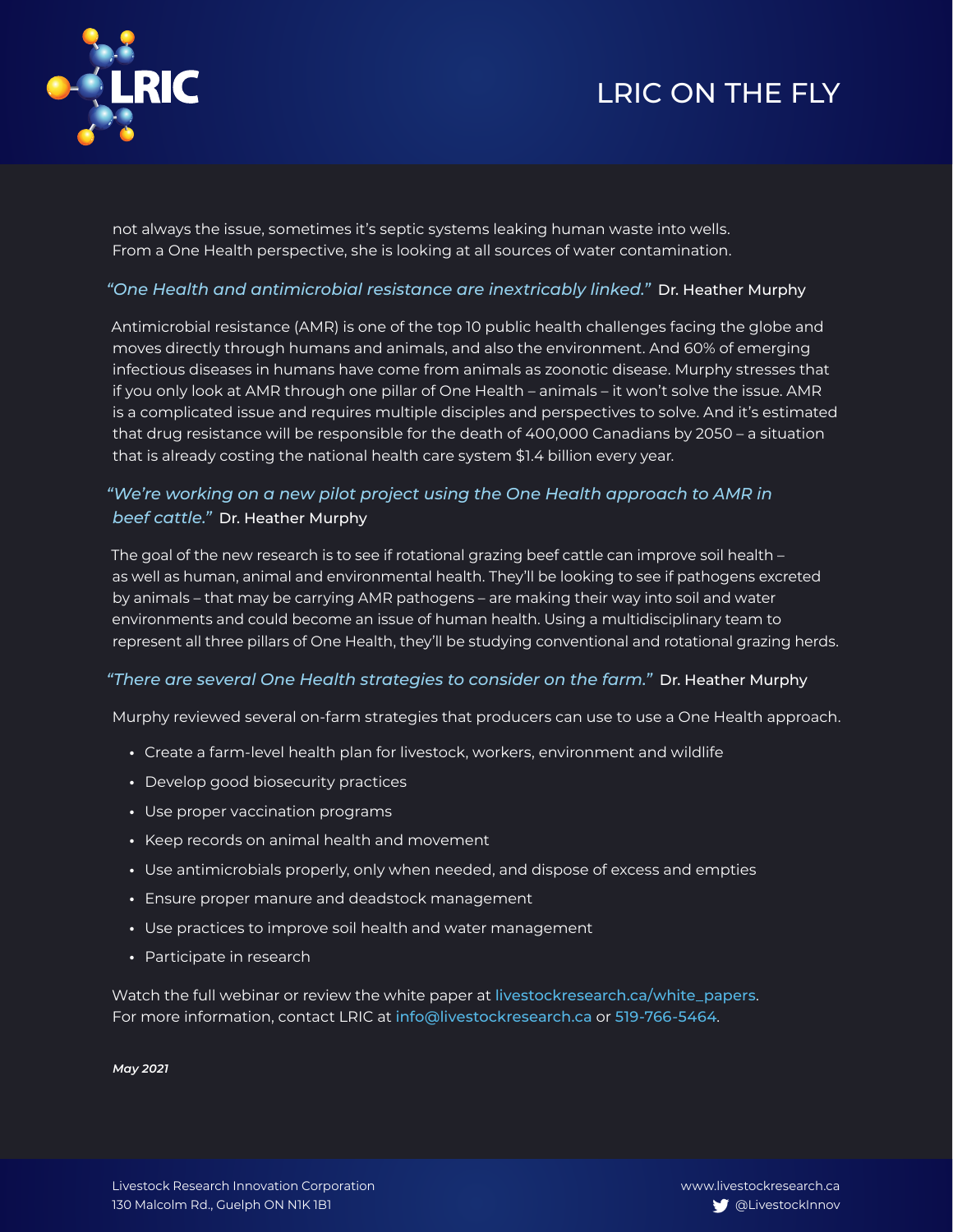not always the issue, sometimes it's septic systems leaking human waste into wells. From a One Health perspective, she is looking at all sources of water contamination.

*"One Health and antimicrobial resistance are inextricably linked."* Dr. Heather Murphy

Antimicrobial resistance (AMR) is one of the top 10 public health challenges facing the globe and moves directly through humans and animals, and also the environment. And 60% of emerging infectious diseases in humans have come from animals as zoonotic disease. Murphy stresses that if you only look at AMR through one pillar of One Health – animals – it won't solve the issue. AMR is a complicated issue and requires multiple disciples and perspectives to solve. And it's estimated that drug resistance will be responsible for the death of 400,000 Canadians by 2050 – a situation that is already costing the national health care system $1.4 billion every year.

*"We're working on a new pilot project using the One Health approach to AMR in beef cattle."* Dr. Heather Murphy

The goal of the new research is to see if rotational grazing beef cattle can improve soil health – as well as human, animal and environmental health. They'll be looking to see if pathogens excreted by animals – that may be carrying AMR pathogens – are making their way into soil and water environments and could become an issue of human health. Using a multidisciplinary team to represent all three pillars of One Health, they'll be studying conventional and rotational grazing herds.

*"There are several One Health strategies to consider on the farm."* Dr. Heather Murphy

Murphy reviewed several on-farm strategies that producers can use to use a One Health approach.

- Create a farm-level health plan for livestock, workers, environment and wildlife
- Develop good biosecurity practices
- Use proper vaccination programs
- Keep records on animal health and movement
- Use antimicrobials properly, only when needed, and dispose of excess and empties
- Ensure proper manure and deadstock management
- Use practices to improve soil health and water management
- Participate in research

Watch the full webinar or review the white paper at livestockresearch.ca/white_papers.
For more information, contact LRIC at info@livestockresearch.ca or 519-766-5464.

***May 2021***